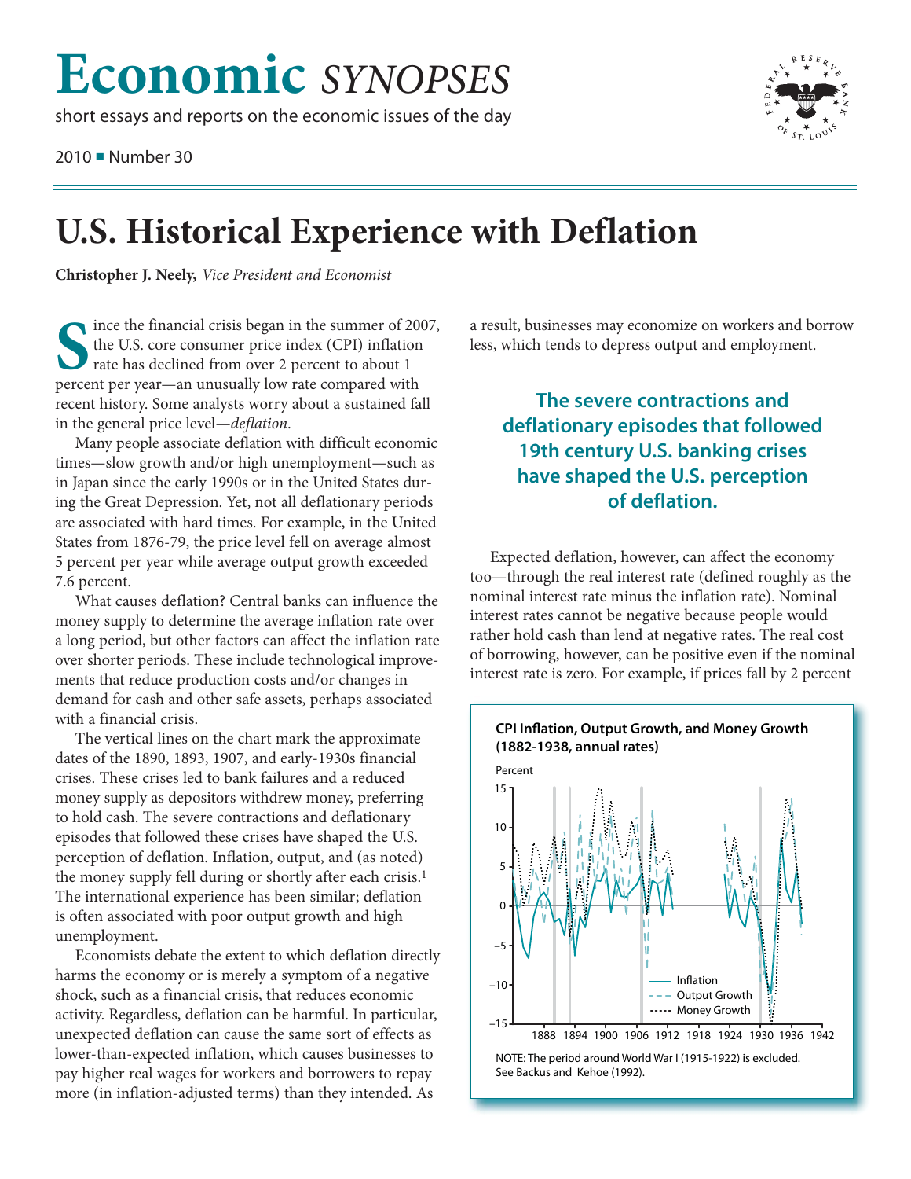# Economic *SYNOPSES*

short essays and reports on the economic issues of the day

2010 ■ Number 30

# U.S. Historical Experience with Deflation

**Christopher J. Neely,** *Vice President and Economist*

Since the financial crisis began in the summer of 2007, the U.S. core consumer price index (CPI) inflation rate has declined from over 2 percent to about 1 percent per year—an unusually low rate compared with recent history. Some analysts worry about a sustained fall in the general price level—*deflation*.

Many people associate deflation with difficult economic times—slow growth and/or high unemployment—such as in Japan since the early 1990s or in the United States during the Great Depression. Yet, not all deflationary periods are associated with hard times. For example, in the United States from 1876-79, the price level fell on average almost 5 percent per year while average output growth exceeded 7.6 percent.

What causes deflation? Central banks can influence the money supply to determine the average inflation rate over a long period, but other factors can affect the inflation rate over shorter periods. These include technological improvements that reduce production costs and/or changes in demand for cash and other safe assets, perhaps associated with a financial crisis.

The vertical lines on the chart mark the approximate dates of the 1890, 1893, 1907, and early-1930s financial crises. These crises led to bank failures and a reduced money supply as depositors withdrew money, preferring to hold cash. The severe contractions and deflationary episodes that followed these crises have shaped the U.S. perception of deflation. Inflation, output, and (as noted) the money supply fell during or shortly after each crisis.[1] The international experience has been similar; deflation is often associated with poor output growth and high unemployment.

Economists debate the extent to which deflation directly harms the economy or is merely a symptom of a negative shock, such as a financial crisis, that reduces economic activity. Regardless, deflation can be harmful. In particular, unexpected deflation can cause the same sort of effects as lower-than-expected inflation, which causes businesses to pay higher real wages for workers and borrowers to repay more (in inflation-adjusted terms) than they intended. As a result, businesses may economize on workers and borrow less, which tends to depress output and employment.

**The severe contractions and deflationary episodes that followed 19th century U.S. banking crises have shaped the U.S. perception of deflation.**

Expected deflation, however, can affect the economy too—through the real interest rate (defined roughly as the nominal interest rate minus the inflation rate). Nominal interest rates cannot be negative because people would rather hold cash than lend at negative rates. The real cost of borrowing, however, can be positive even if the nominal interest rate is zero. For example, if prices fall by 2 percent

**CPI Inflation, Output Growth, and Money Growth (1882-1938, annual rates)**

Percent

15
10
5
0
−5
−10
−15

1888 1894 1900 1906 1912 1918 1924 1930 1936 1942

Inflation
Output Growth
Money Growth

NOTE: The period around World War I (1915-1922) is excluded. See Backus and Kehoe (1992).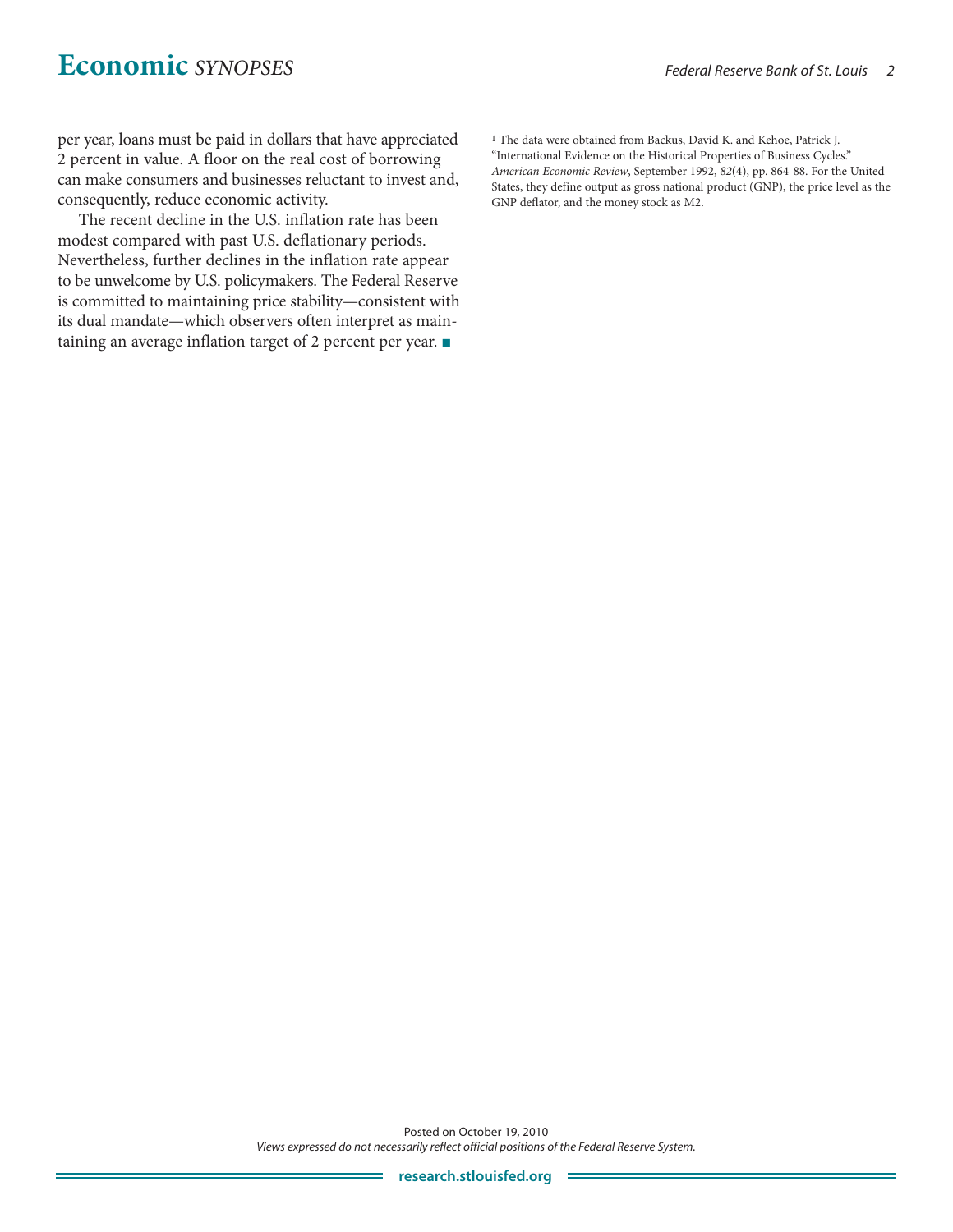per year, loans must be paid in dollars that have appreciated 2 percent in value. A floor on the real cost of borrowing can make consumers and businesses reluctant to invest and, consequently, reduce economic activity.

The recent decline in the U.S. inflation rate has been modest compared with past U.S. deflationary periods. Nevertheless, further declines in the inflation rate appear to be unwelcome by U.S. policymakers. The Federal Reserve is committed to maintaining price stability—consistent with its dual mandate—which observers often interpret as maintaining an average inflation target of 2 percent per year. ■

[1] The data were obtained from Backus, David K. and Kehoe, Patrick J. "International Evidence on the Historical Properties of Business Cycles." *American Economic Review*, September 1992, *82*(4), pp. 864-88. For the United States, they define output as gross national product (GNP), the price level as the GNP deflator, and the money stock as M2.

Posted on October 19, 2010

*Views expressed do not necessarily reflect official positions of the Federal Reserve System.*

**research.stlouisfed.org**